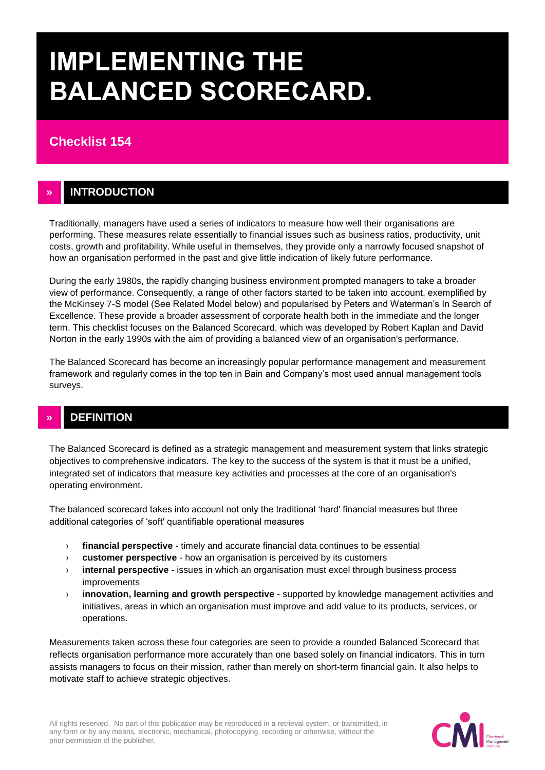# IMPLEMENTING THE BALANCED SCORECARD.

## Checklist 154

## » INTRODUCTION

Traditionally, managers have used a series of indicators to measure how well their organisations are performing. These measures relate essentially to financial issues such as business ratios, productivity, unit costs, growth and profitability. While useful in themselves, they provide only a narrowly focused snapshot of how an organisation performed in the past and give little indication of likely future performance.

During the early 1980s, the rapidly changing business environment prompted managers to take a broader view of performance. Consequently, a range of other factors started to be taken into account, exemplified by the McKinsey 7-S model (See Related Model below) and popularised by Peters and Waterman's In Search of Excellence. These provide a broader assessment of corporate health both in the immediate and the longer term. This checklist focuses on the Balanced Scorecard, which was developed by Robert Kaplan and David Norton in the early 1990s with the aim of providing a balanced view of an organisation's performance.

The Balanced Scorecard has become an increasingly popular performance management and measurement framework and regularly comes in the top ten in Bain and Company's most used annual management tools surveys.

## » DEFINITION

The Balanced Scorecard is defined as a strategic management and measurement system that links strategic objectives to comprehensive indicators. The key to the success of the system is that it must be a unified, integrated set of indicators that measure key activities and processes at the core of an organisation's operating environment.

The balanced scorecard takes into account not only the traditional 'hard' financial measures but three additional categories of 'soft' quantifiable operational measures

- **financial perspective** - timely and accurate financial data continues to be essential
- **customer perspective** - how an organisation is perceived by its customers
- **internal perspective** - issues in which an organisation must excel through business process improvements
- **innovation, learning and growth perspective** - supported by knowledge management activities and initiatives, areas in which an organisation must improve and add value to its products, services, or operations.

Measurements taken across these four categories are seen to provide a rounded Balanced Scorecard that reflects organisation performance more accurately than one based solely on financial indicators. This in turn assists managers to focus on their mission, rather than merely on short-term financial gain. It also helps to motivate staff to achieve strategic objectives.

All rights reserved. No part of this publication may be reproduced in a retrieval system, or transmitted, in any form or by any means, electronic, mechanical, photocopying, recording or otherwise, without the prior permission of the publisher.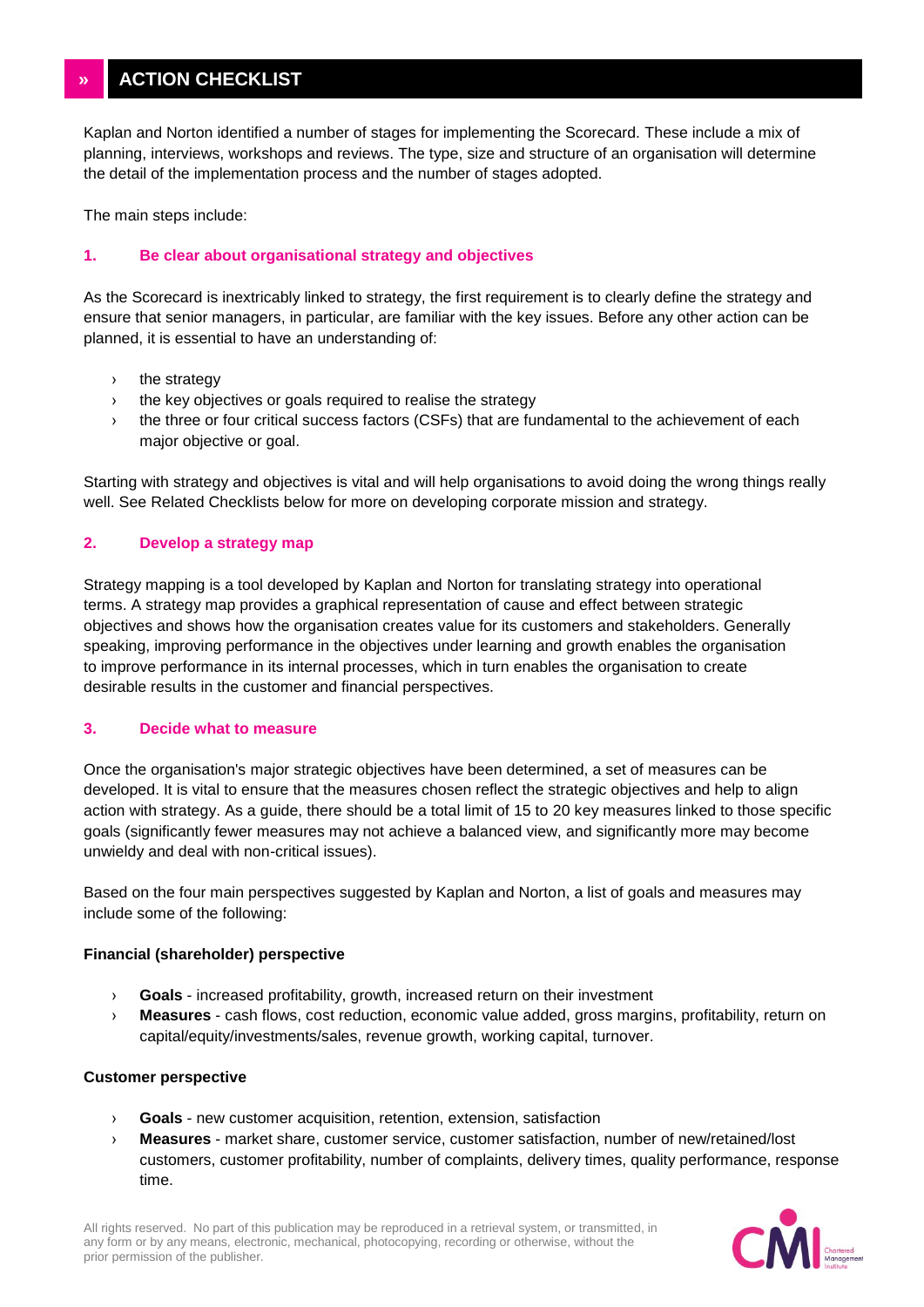## » ACTION CHECKLIST

Kaplan and Norton identified a number of stages for implementing the Scorecard. These include a mix of planning, interviews, workshops and reviews. The type, size and structure of an organisation will determine the detail of the implementation process and the number of stages adopted.

The main steps include:

### 1. Be clear about organisational strategy and objectives

As the Scorecard is inextricably linked to strategy, the first requirement is to clearly define the strategy and ensure that senior managers, in particular, are familiar with the key issues. Before any other action can be planned, it is essential to have an understanding of:

- the strategy
- the key objectives or goals required to realise the strategy
- the three or four critical success factors (CSFs) that are fundamental to the achievement of each major objective or goal.

Starting with strategy and objectives is vital and will help organisations to avoid doing the wrong things really well. See Related Checklists below for more on developing corporate mission and strategy.

### 2. Develop a strategy map

Strategy mapping is a tool developed by Kaplan and Norton for translating strategy into operational terms. A strategy map provides a graphical representation of cause and effect between strategic objectives and shows how the organisation creates value for its customers and stakeholders. Generally speaking, improving performance in the objectives under learning and growth enables the organisation to improve performance in its internal processes, which in turn enables the organisation to create desirable results in the customer and financial perspectives.

### 3. Decide what to measure

Once the organisation's major strategic objectives have been determined, a set of measures can be developed. It is vital to ensure that the measures chosen reflect the strategic objectives and help to align action with strategy. As a guide, there should be a total limit of 15 to 20 key measures linked to those specific goals (significantly fewer measures may not achieve a balanced view, and significantly more may become unwieldy and deal with non-critical issues).

Based on the four main perspectives suggested by Kaplan and Norton, a list of goals and measures may include some of the following:

**Financial (shareholder) perspective**

- **Goals** - increased profitability, growth, increased return on their investment
- **Measures** - cash flows, cost reduction, economic value added, gross margins, profitability, return on capital/equity/investments/sales, revenue growth, working capital, turnover.

**Customer perspective**

- **Goals** - new customer acquisition, retention, extension, satisfaction
- **Measures** - market share, customer service, customer satisfaction, number of new/retained/lost customers, customer profitability, number of complaints, delivery times, quality performance, response time.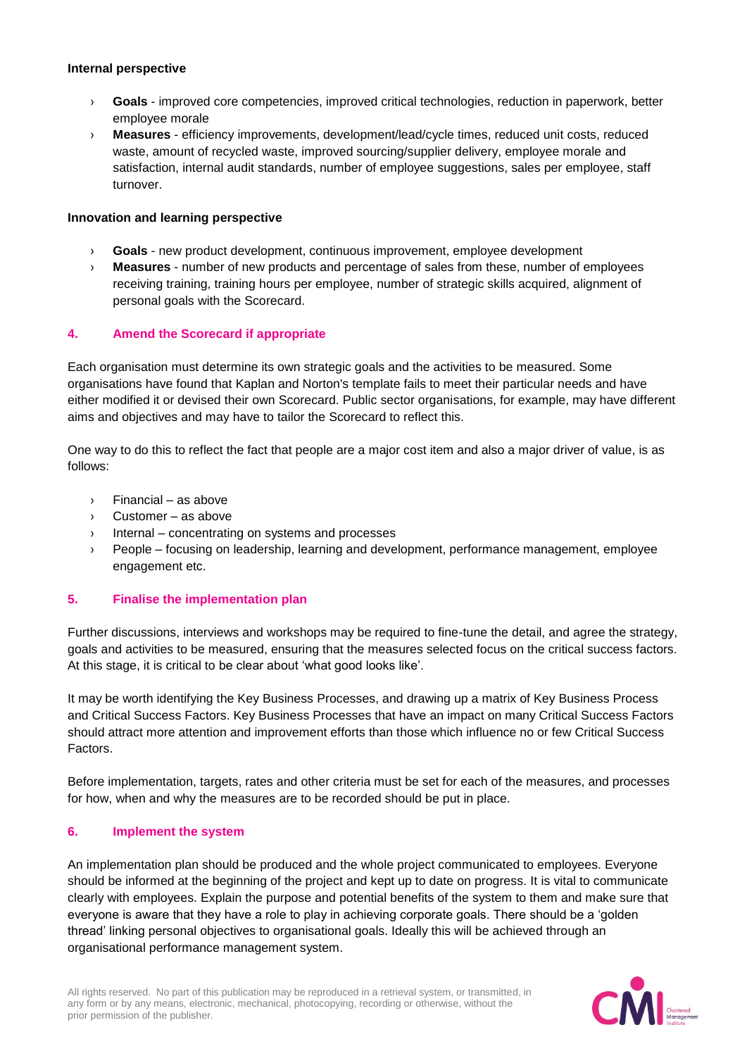**Internal perspective**

- **Goals** - improved core competencies, improved critical technologies, reduction in paperwork, better employee morale
- **Measures** - efficiency improvements, development/lead/cycle times, reduced unit costs, reduced waste, amount of recycled waste, improved sourcing/supplier delivery, employee morale and satisfaction, internal audit standards, number of employee suggestions, sales per employee, staff turnover.

**Innovation and learning perspective**

- **Goals** - new product development, continuous improvement, employee development
- **Measures** - number of new products and percentage of sales from these, number of employees receiving training, training hours per employee, number of strategic skills acquired, alignment of personal goals with the Scorecard.

### 4. Amend the Scorecard if appropriate

Each organisation must determine its own strategic goals and the activities to be measured. Some organisations have found that Kaplan and Norton's template fails to meet their particular needs and have either modified it or devised their own Scorecard. Public sector organisations, for example, may have different aims and objectives and may have to tailor the Scorecard to reflect this.

One way to do this to reflect the fact that people are a major cost item and also a major driver of value, is as follows:

- Financial – as above
- Customer – as above
- Internal – concentrating on systems and processes
- People – focusing on leadership, learning and development, performance management, employee engagement etc.

### 5. Finalise the implementation plan

Further discussions, interviews and workshops may be required to fine-tune the detail, and agree the strategy, goals and activities to be measured, ensuring that the measures selected focus on the critical success factors. At this stage, it is critical to be clear about 'what good looks like'.

It may be worth identifying the Key Business Processes, and drawing up a matrix of Key Business Process and Critical Success Factors. Key Business Processes that have an impact on many Critical Success Factors should attract more attention and improvement efforts than those which influence no or few Critical Success Factors.

Before implementation, targets, rates and other criteria must be set for each of the measures, and processes for how, when and why the measures are to be recorded should be put in place.

### 6. Implement the system

An implementation plan should be produced and the whole project communicated to employees. Everyone should be informed at the beginning of the project and kept up to date on progress. It is vital to communicate clearly with employees. Explain the purpose and potential benefits of the system to them and make sure that everyone is aware that they have a role to play in achieving corporate goals. There should be a 'golden thread' linking personal objectives to organisational goals. Ideally this will be achieved through an organisational performance management system.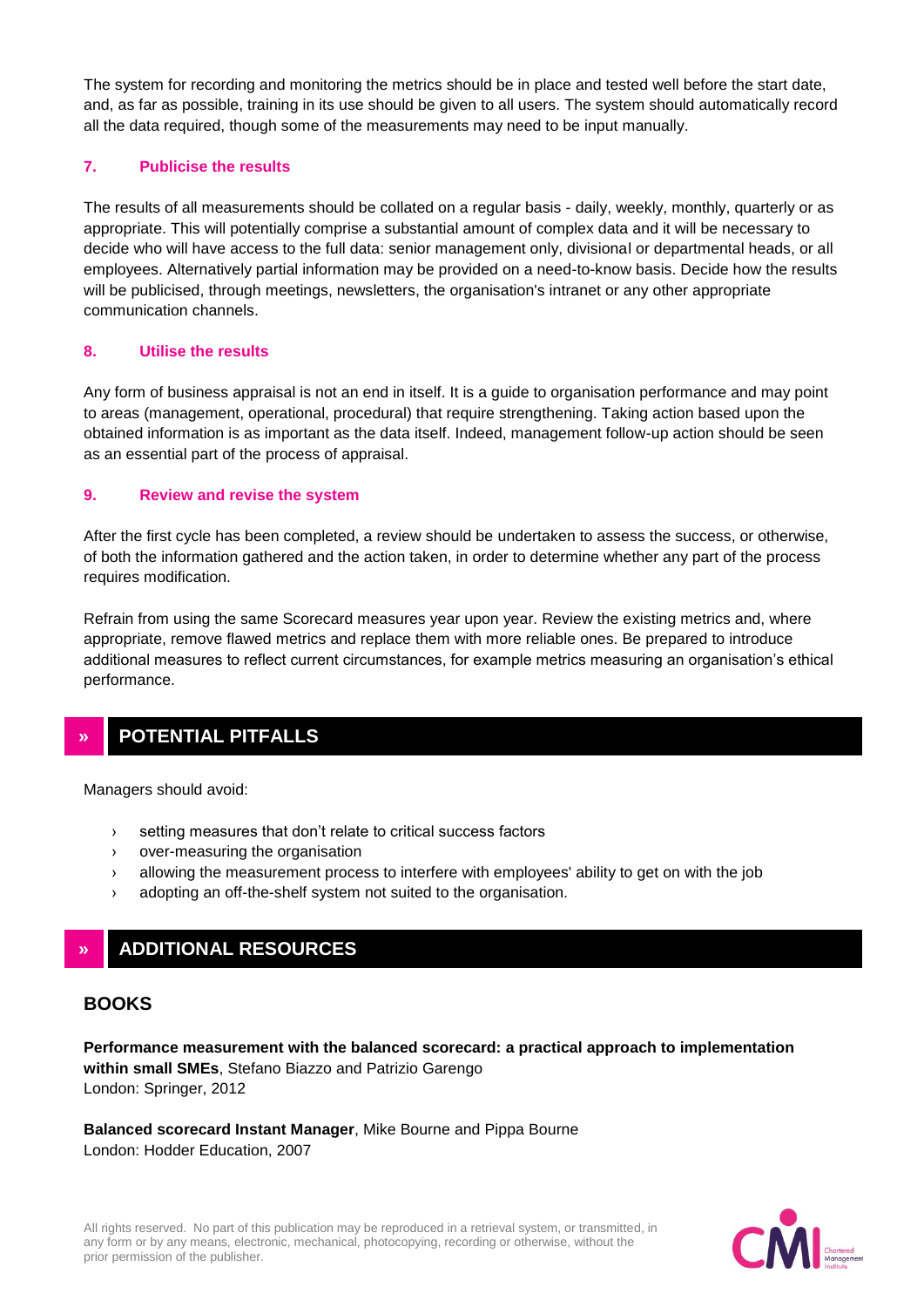The system for recording and monitoring the metrics should be in place and tested well before the start date, and, as far as possible, training in its use should be given to all users. The system should automatically record all the data required, though some of the measurements may need to be input manually.

### 7. Publicise the results

The results of all measurements should be collated on a regular basis - daily, weekly, monthly, quarterly or as appropriate. This will potentially comprise a substantial amount of complex data and it will be necessary to decide who will have access to the full data: senior management only, divisional or departmental heads, or all employees. Alternatively partial information may be provided on a need-to-know basis. Decide how the results will be publicised, through meetings, newsletters, the organisation's intranet or any other appropriate communication channels.

### 8. Utilise the results

Any form of business appraisal is not an end in itself. It is a guide to organisation performance and may point to areas (management, operational, procedural) that require strengthening. Taking action based upon the obtained information is as important as the data itself. Indeed, management follow-up action should be seen as an essential part of the process of appraisal.

### 9. Review and revise the system

After the first cycle has been completed, a review should be undertaken to assess the success, or otherwise, of both the information gathered and the action taken, in order to determine whether any part of the process requires modification.

Refrain from using the same Scorecard measures year upon year. Review the existing metrics and, where appropriate, remove flawed metrics and replace them with more reliable ones. Be prepared to introduce additional measures to reflect current circumstances, for example metrics measuring an organisation's ethical performance.

## POTENTIAL PITFALLS

Managers should avoid:

- setting measures that don't relate to critical success factors
- over-measuring the organisation
- allowing the measurement process to interfere with employees' ability to get on with the job
- adopting an off-the-shelf system not suited to the organisation.

## ADDITIONAL RESOURCES

### BOOKS

**Performance measurement with the balanced scorecard: a practical approach to implementation within small SMEs**, Stefano Biazzo and Patrizio Garengo
London: Springer, 2012

**Balanced scorecard Instant Manager**, Mike Bourne and Pippa Bourne
London: Hodder Education, 2007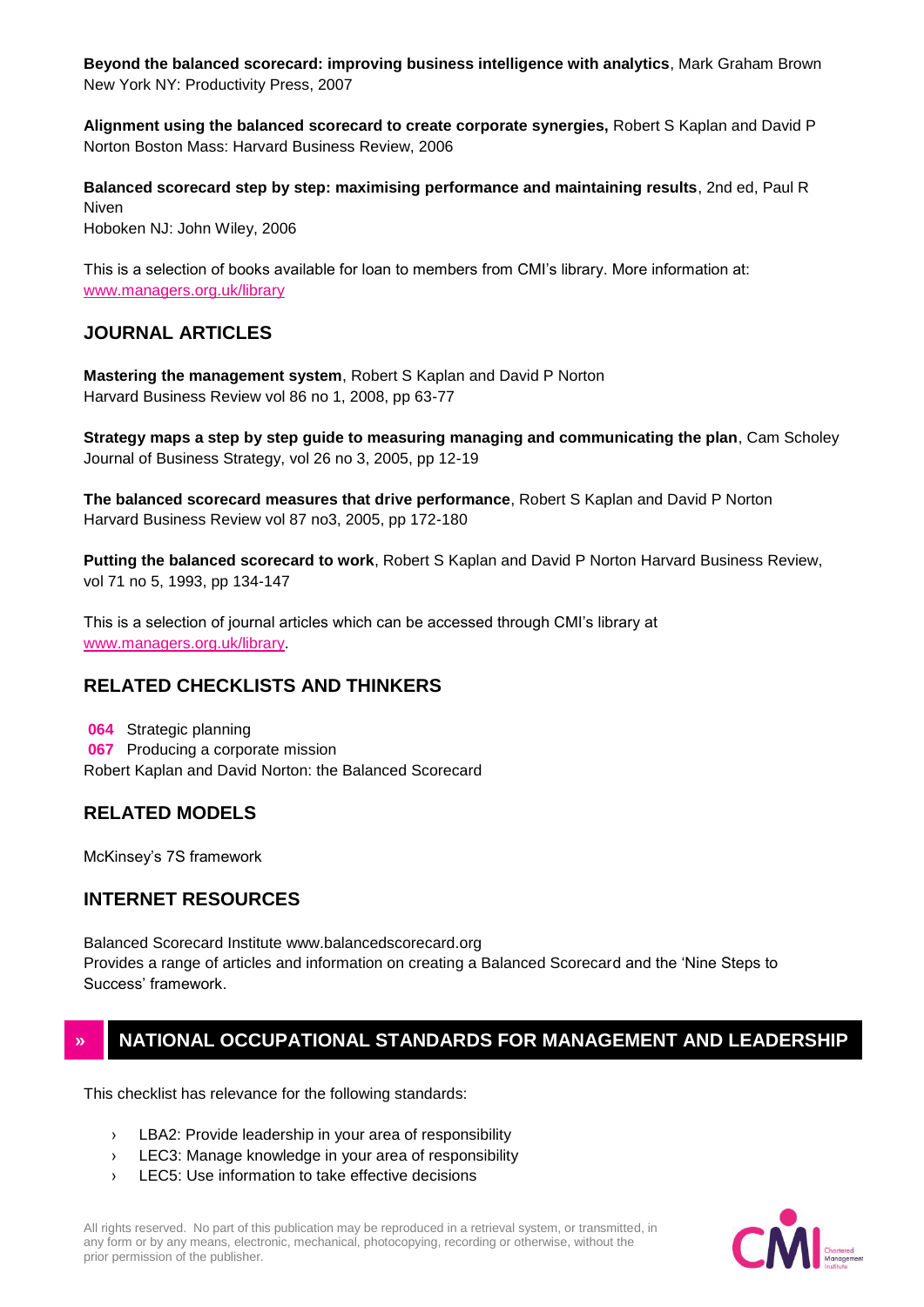**Beyond the balanced scorecard: improving business intelligence with analytics**, Mark Graham Brown
New York NY: Productivity Press, 2007

**Alignment using the balanced scorecard to create corporate synergies,** Robert S Kaplan and David P Norton Boston Mass: Harvard Business Review, 2006

**Balanced scorecard step by step: maximising performance and maintaining results**, 2nd ed, Paul R Niven
Hoboken NJ: John Wiley, 2006

This is a selection of books available for loan to members from CMI's library. More information at: www.managers.org.uk/library

## JOURNAL ARTICLES

**Mastering the management system**, Robert S Kaplan and David P Norton
Harvard Business Review vol 86 no 1, 2008, pp 63-77

**Strategy maps a step by step guide to measuring managing and communicating the plan**, Cam Scholey
Journal of Business Strategy, vol 26 no 3, 2005, pp 12-19

**The balanced scorecard measures that drive performance**, Robert S Kaplan and David P Norton
Harvard Business Review vol 87 no3, 2005, pp 172-180

**Putting the balanced scorecard to work**, Robert S Kaplan and David P Norton Harvard Business Review, vol 71 no 5, 1993, pp 134-147

This is a selection of journal articles which can be accessed through CMI's library at www.managers.org.uk/library.

## RELATED CHECKLISTS AND THINKERS

**064** Strategic planning
**067** Producing a corporate mission
Robert Kaplan and David Norton: the Balanced Scorecard

## RELATED MODELS

McKinsey's 7S framework

## INTERNET RESOURCES

Balanced Scorecard Institute www.balancedscorecard.org
Provides a range of articles and information on creating a Balanced Scorecard and the 'Nine Steps to Success' framework.

## » NATIONAL OCCUPATIONAL STANDARDS FOR MANAGEMENT AND LEADERSHIP

This checklist has relevance for the following standards:

- LBA2: Provide leadership in your area of responsibility
- LEC3: Manage knowledge in your area of responsibility
- LEC5: Use information to take effective decisions

All rights reserved. No part of this publication may be reproduced in a retrieval system, or transmitted, in any form or by any means, electronic, mechanical, photocopying, recording or otherwise, without the prior permission of the publisher.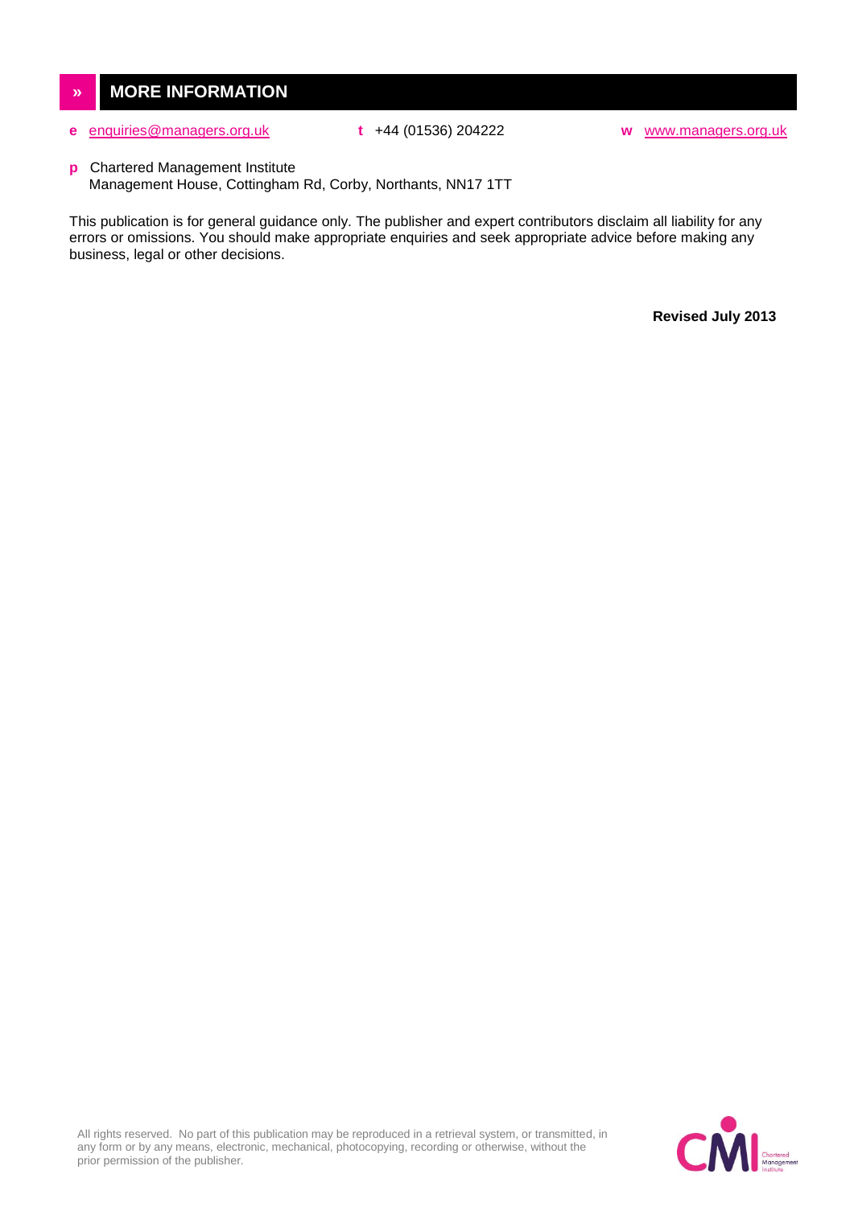## » MORE INFORMATION

**e** enquiries@managers.org.uk **t** +44 (01536) 204222 **w** www.managers.org.uk

**p** Chartered Management Institute
Management House, Cottingham Rd, Corby, Northants, NN17 1TT

This publication is for general guidance only. The publisher and expert contributors disclaim all liability for any errors or omissions. You should make appropriate enquiries and seek appropriate advice before making any business, legal or other decisions.

**Revised July 2013**

All rights reserved. No part of this publication may be reproduced in a retrieval system, or transmitted, in any form or by any means, electronic, mechanical, photocopying, recording or otherwise, without the prior permission of the publisher.